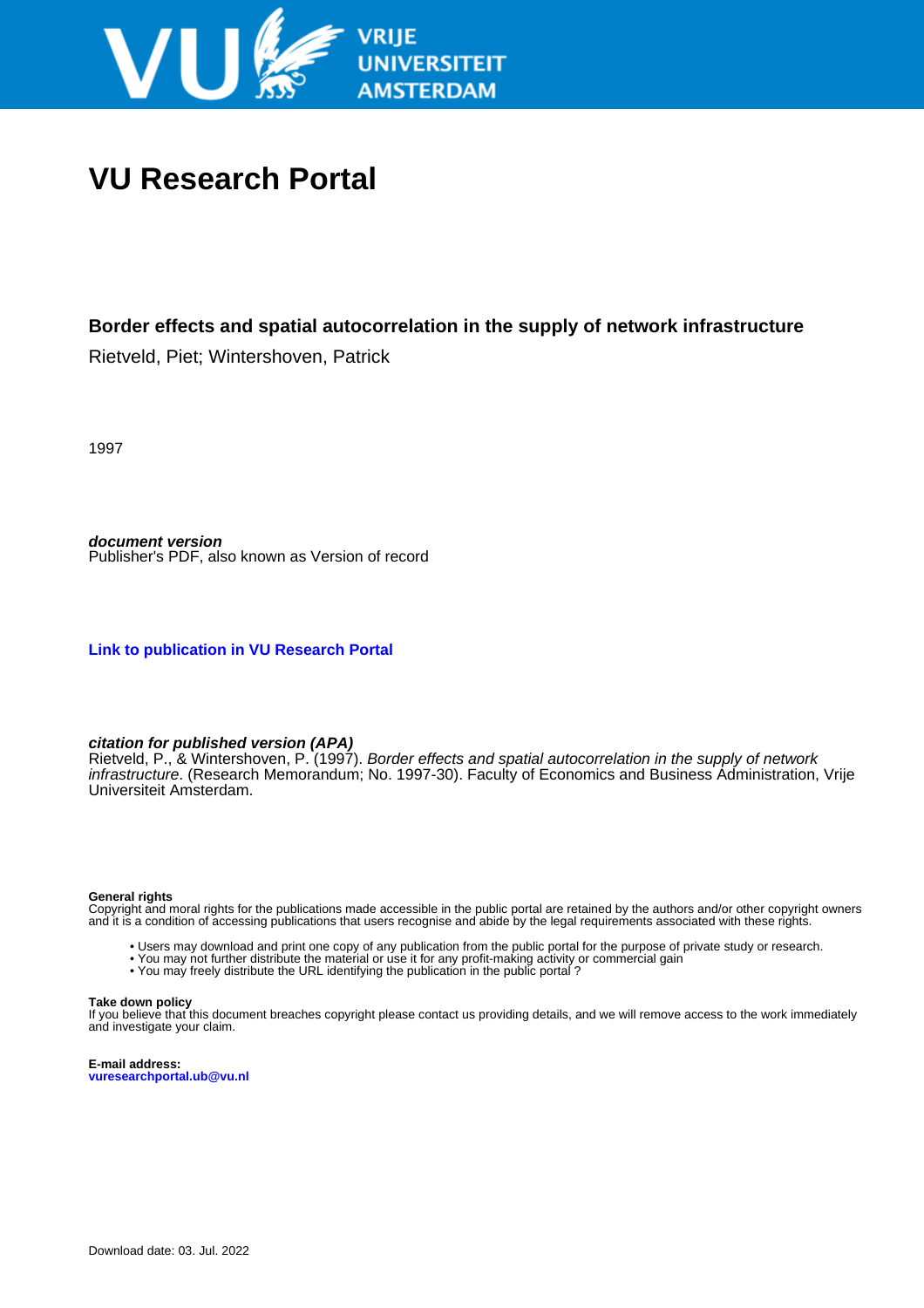# VU Research Portal

**Border effects and spatial autocorrelation in the supply of network infrastructure**

Rietveld, Piet; Wintershoven, Patrick

1997

***document version***
Publisher's PDF, also known as Version of record

**Link to publication in VU Research Portal**

***citation for published version (APA)***
Rietveld, P., & Wintershoven, P. (1997). *Border effects and spatial autocorrelation in the supply of network infrastructure*. (Research Memorandum; No. 1997-30). Faculty of Economics and Business Administration, Vrije Universiteit Amsterdam.

**General rights**
Copyright and moral rights for the publications made accessible in the public portal are retained by the authors and/or other copyright owners and it is a condition of accessing publications that users recognise and abide by the legal requirements associated with these rights.

- Users may download and print one copy of any publication from the public portal for the purpose of private study or research.
- You may not further distribute the material or use it for any profit-making activity or commercial gain
- You may freely distribute the URL identifying the publication in the public portal ?

**Take down policy**
If you believe that this document breaches copyright please contact us providing details, and we will remove access to the work immediately and investigate your claim.

**E-mail address:**
**vuresearchportal.ub@vu.nl**

Download date: 03. Jul. 2022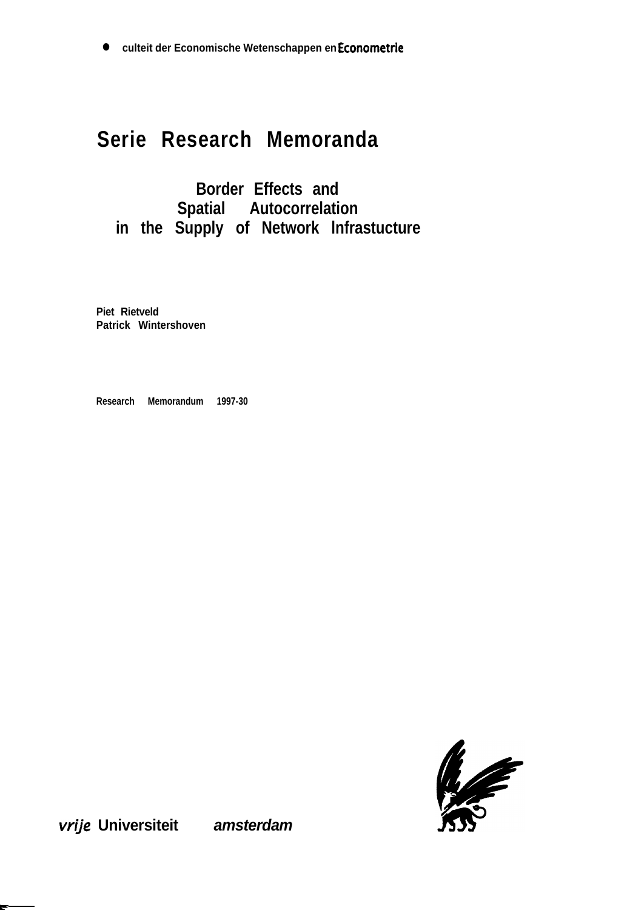culteit der Economische Wetenschappen en Econometrie

# Serie Research Memoranda

## Border Effects and Spatial Autocorrelation in the Supply of Network lnfrastucture

**Piet Rietveld**
**Patrick Wintershoven**

Research Memorandum 1997-30

*vrije* Universiteit *amsterdam*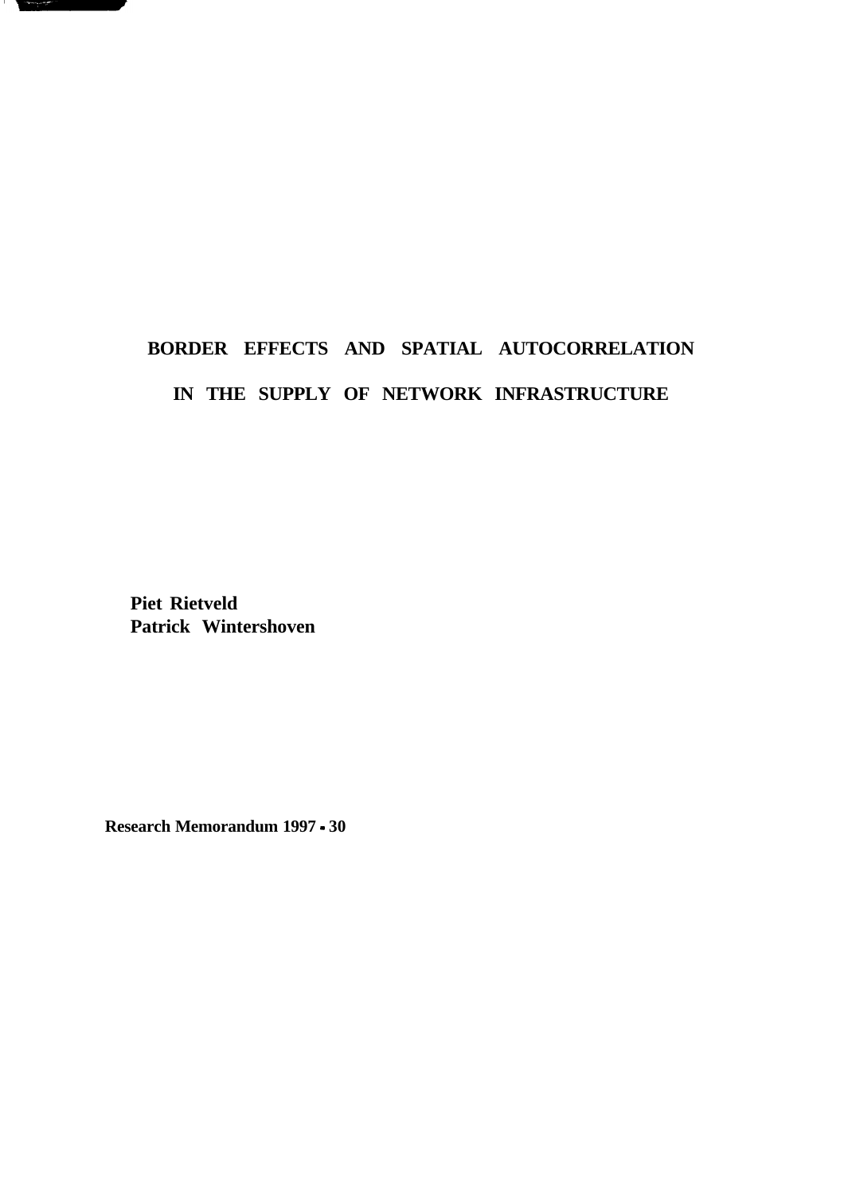# BORDER EFFECTS AND SPATIAL AUTOCORRELATION IN THE SUPPLY OF NETWORK INFRASTRUCTURE

**Piet Rietveld**
**Patrick Wintershoven**

**Research Memorandum 1997 - 30**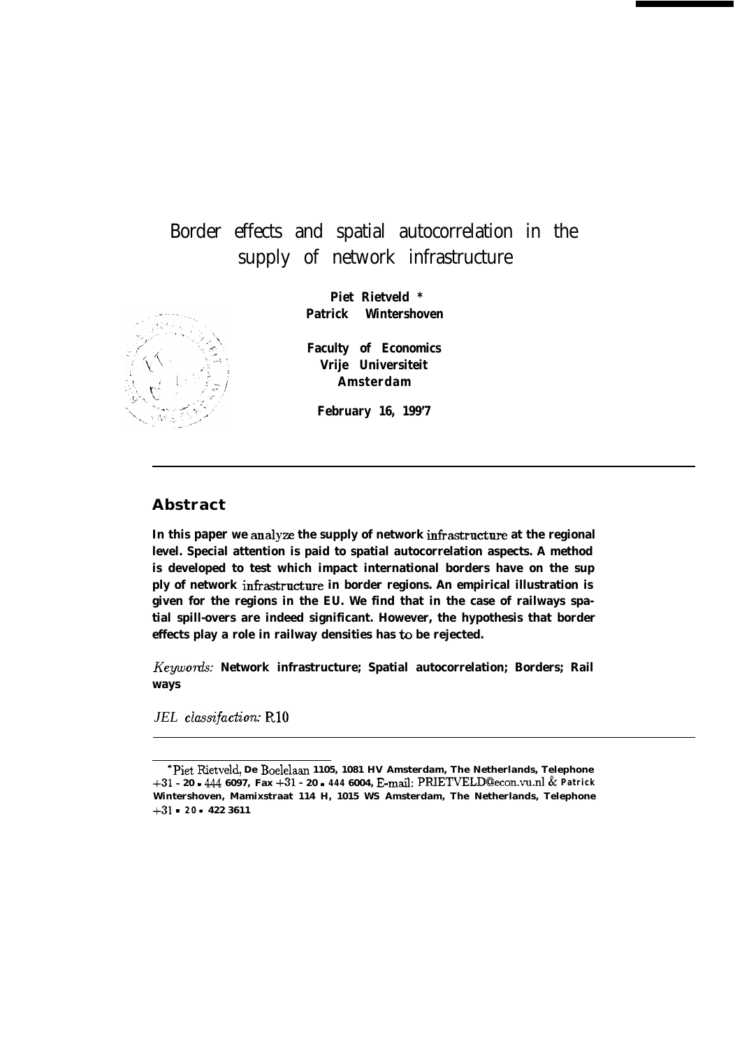# Border effects and spatial autocorrelation in the supply of network infrastructure

**Piet Rietveld \***
**Patrick Wintershoven**

**Faculty of Economics**
**Vrije Universiteit**
**Amsterdam**

**February 16, 199'7**

---

## Abstract

**In this paper we analyze the supply of network infrastructure at the regional level. Special attention is paid to spatial autocorrelation aspects. A method is developed to test which impact international borders have on the sup ply of network infrastructure in border regions. An empirical illustration is given for the regions in the EU. We find that in the case of railways spatial spill-overs are indeed significant. However, the hypothesis that border effects play a role in railway densities has to be rejected.**

*Keywords:* **Network infrastructure; Spatial autocorrelation; Borders; Rail ways**

*JEL classifaction:* R10

---

\*Piet Rietveld, De Boelelaan 1105, 1081 HV Amsterdam, The Netherlands, Telephone +31 - 20 - 444 6097, Fax +31 - 20 - 444 6004, E-mail: PRIETVELD@econ.vu.nl & Patrick Wintershoven, Mamixstraat 114 H, 1015 WS Amsterdam, The Netherlands, Telephone +31 - 20 - 422 3611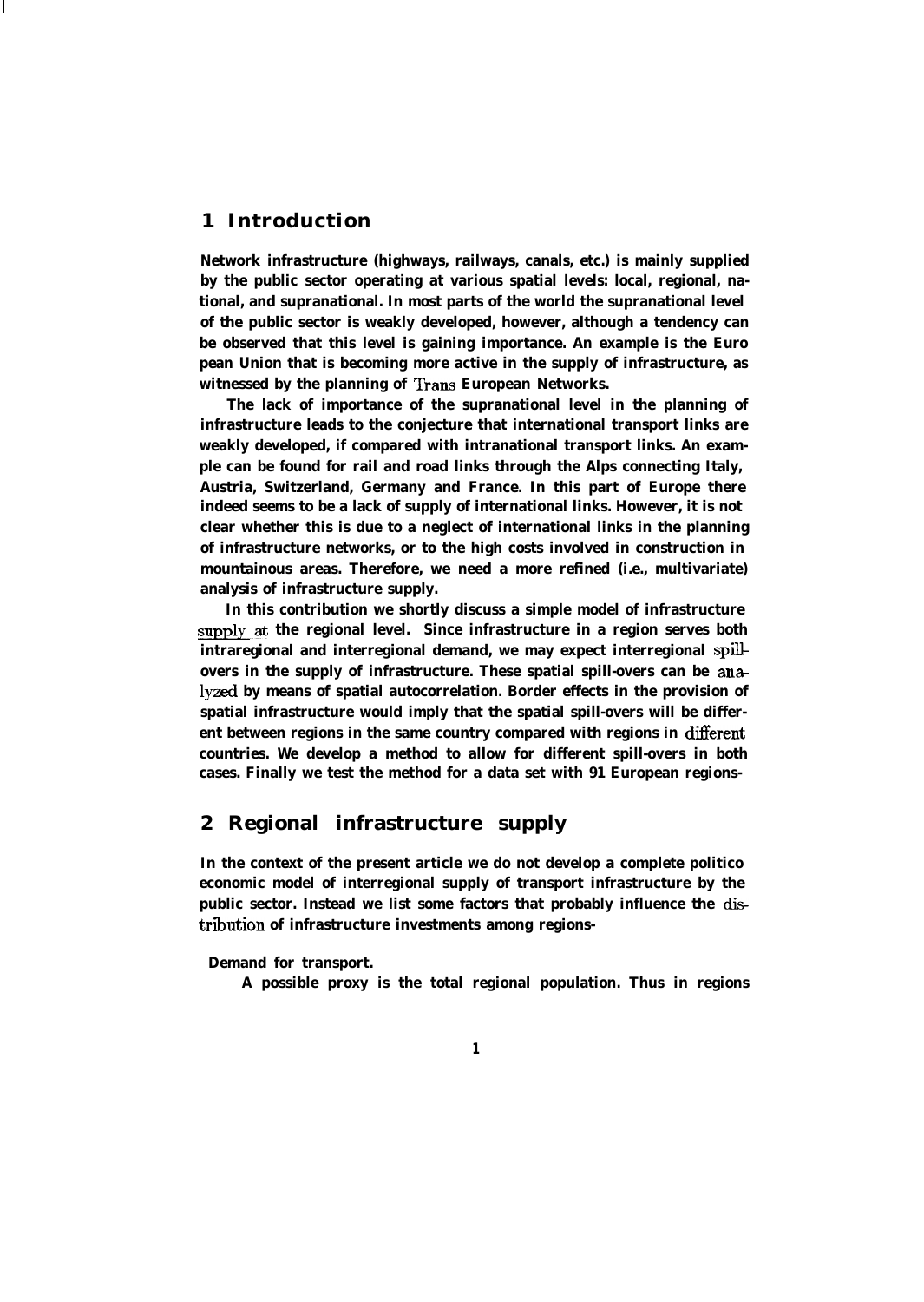## 1 Introduction

Network infrastructure (highways, railways, canals, etc.) is mainly supplied by the public sector operating at various spatial levels: local, regional, national, and supranational. In most parts of the world the supranational level of the public sector is weakly developed, however, although a tendency can be observed that this level is gaining importance. An example is the Euro pean Union that is becoming more active in the supply of infrastructure, as witnessed by the planning of Trans European Networks.

The lack of importance of the supranational level in the planning of infrastructure leads to the conjecture that international transport links are weakly developed, if compared with intranational transport links. An example can be found for rail and road links through the Alps connecting Italy, Austria, Switzerland, Germany and France. In this part of Europe there indeed seems to be a lack of supply of international links. However, it is not clear whether this is due to a neglect of international links in the planning of infrastructure networks, or to the high costs involved in construction in mountainous areas. Therefore, we need a more refined (i.e., multivariate) analysis of infrastructure supply.

In this contribution we shortly discuss a simple model of infrastructure supply at the regional level. Since infrastructure in a region serves both intraregional and interregional demand, we may expect interregional spill-overs in the supply of infrastructure. These spatial spill-overs can be analyzed by means of spatial autocorrelation. Border effects in the provision of spatial infrastructure would imply that the spatial spill-overs will be different between regions in the same country compared with regions in different countries. We develop a method to allow for different spill-overs in both cases. Finally we test the method for a data set with 91 European regions-

## 2 Regional infrastructure supply

In the context of the present article we do not develop a complete politico economic model of interregional supply of transport infrastructure by the public sector. Instead we list some factors that probably influence the distribution of infrastructure investments among regions-

**Demand for transport.**

A possible proxy is the total regional population. Thus in regions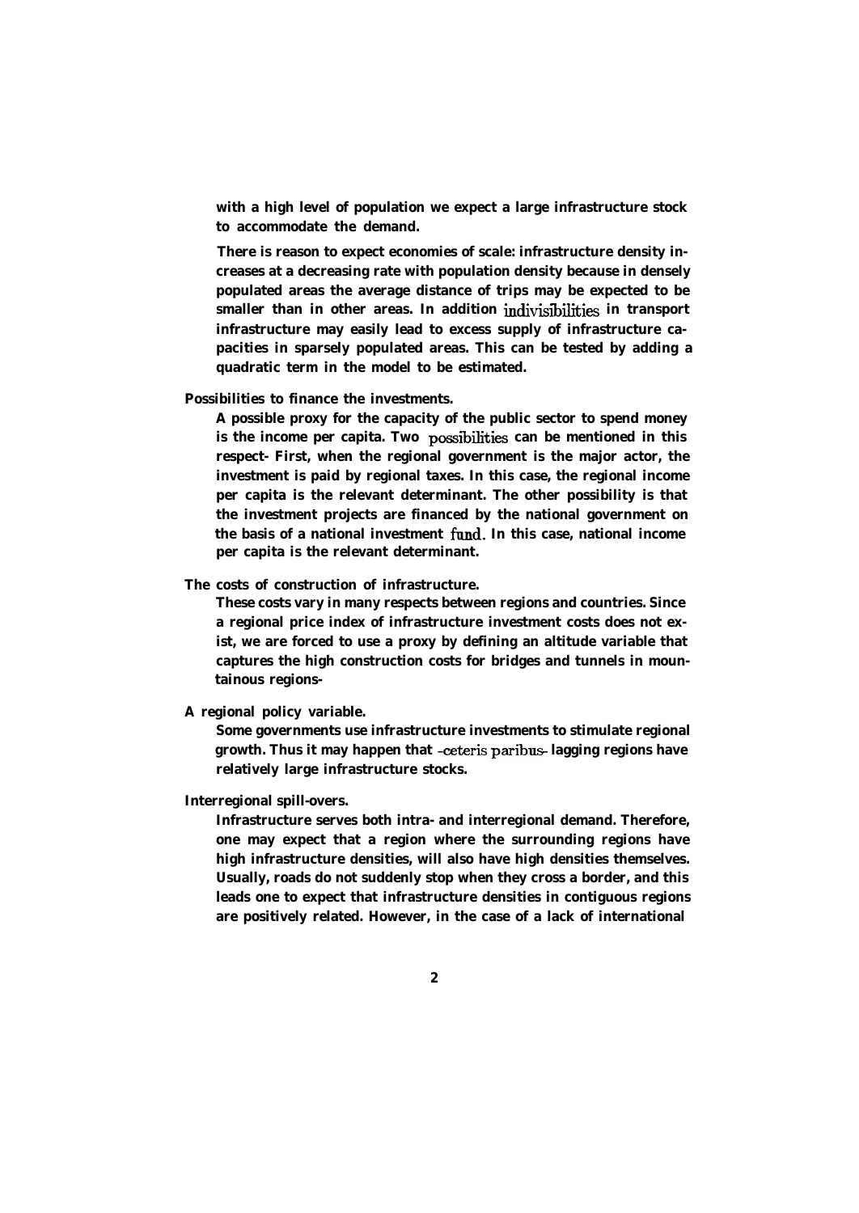with a high level of population we expect a large infrastructure stock to accommodate the demand.

There is reason to expect economies of scale: infrastructure density increases at a decreasing rate with population density because in densely populated areas the average distance of trips may be expected to be smaller than in other areas. In addition indivisibilities in transport infrastructure may easily lead to excess supply of infrastructure capacities in sparsely populated areas. This can be tested by adding a quadratic term in the model to be estimated.

**Possibilities to finance the investments.**

A possible proxy for the capacity of the public sector to spend money is the income per capita. Two possibilities can be mentioned in this respect- First, when the regional government is the major actor, the investment is paid by regional taxes. In this case, the regional income per capita is the relevant determinant. The other possibility is that the investment projects are financed by the national government on the basis of a national investment fund. In this case, national income per capita is the relevant determinant.

**The costs of construction of infrastructure.**

These costs vary in many respects between regions and countries. Since a regional price index of infrastructure investment costs does not exist, we are forced to use a proxy by defining an altitude variable that captures the high construction costs for bridges and tunnels in mountainous regions-

**A regional policy variable.**

Some governments use infrastructure investments to stimulate regional growth. Thus it may happen that -ceteris paribus- lagging regions have relatively large infrastructure stocks.

**Interregional spill-overs.**

Infrastructure serves both intra- and interregional demand. Therefore, one may expect that a region where the surrounding regions have high infrastructure densities, will also have high densities themselves. Usually, roads do not suddenly stop when they cross a border, and this leads one to expect that infrastructure densities in contiguous regions are positively related. However, in the case of a lack of international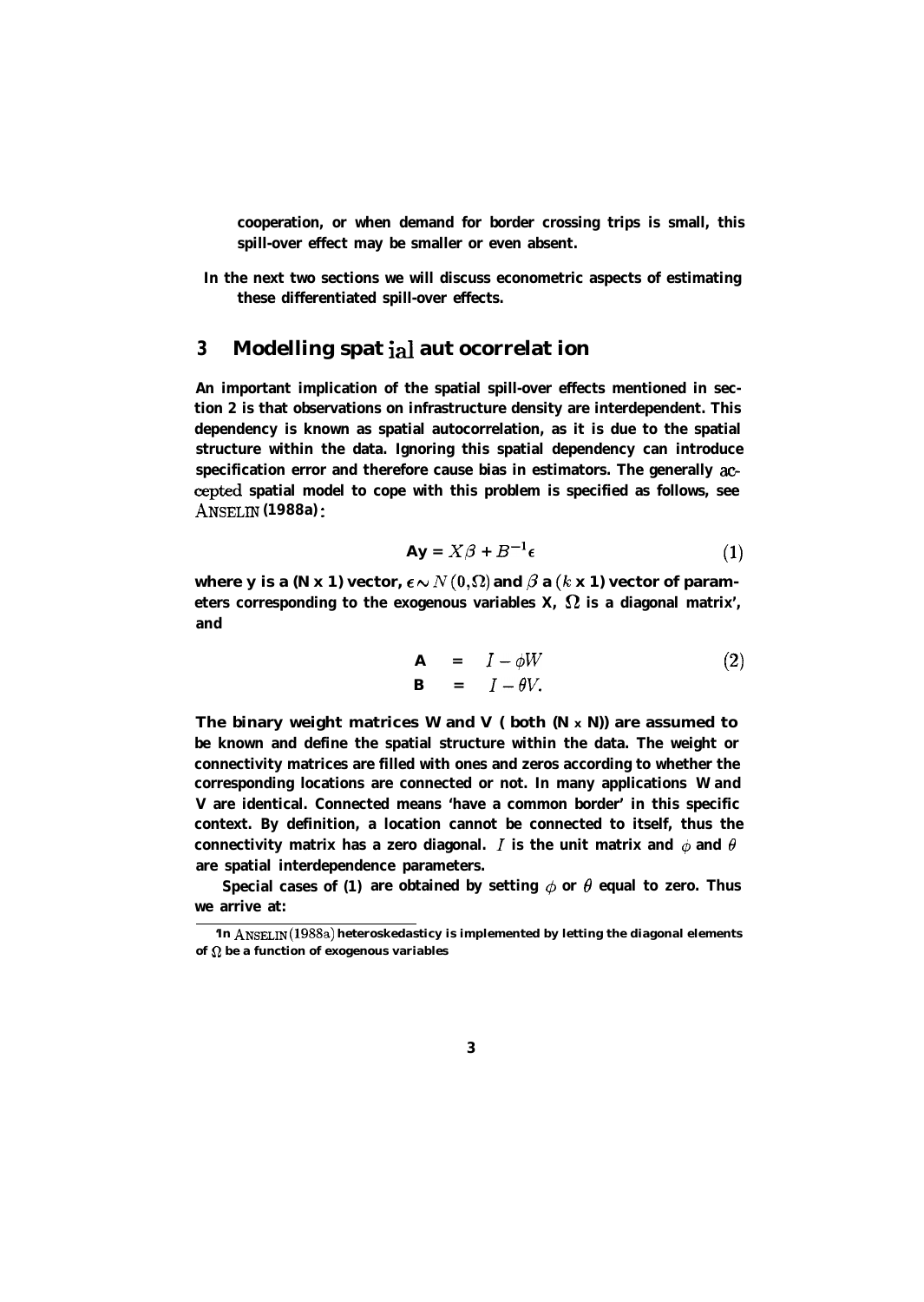cooperation, or when demand for border crossing trips is small, this spill-over effect may be smaller or even absent.

In the next two sections we will discuss econometric aspects of estimating these differentiated spill-over effects.

## 3 Modelling spatial autocorrelation

An important implication of the spatial spill-over effects mentioned in section 2 is that observations on infrastructure density are interdependent. This dependency is known as spatial autocorrelation, as it is due to the spatial structure within the data. Ignoring this spatial dependency can introduce specification error and therefore cause bias in estimators. The generally accepted spatial model to cope with this problem is specified as follows, see ANSELIN (1988a):

$$Ay = X\beta + B^{-1}\epsilon \tag{1}$$

where y is a (N x 1) vector, $\epsilon \sim N(0, \Omega)$ and $\beta$ a ($k$ x 1) vector of parameters corresponding to the exogenous variables X, $\Omega$ is a diagonal matrix[1], and

$$\begin{aligned} A &= I - \phi W \\ B &= I - \theta V. \end{aligned} \tag{2}$$

The binary weight matrices W and V (both (N x N)) are assumed to be known and define the spatial structure within the data. The weight or connectivity matrices are filled with ones and zeros according to whether the corresponding locations are connected or not. In many applications W and V are identical. Connected means 'have a common border' in this specific context. By definition, a location cannot be connected to itself, thus the connectivity matrix has a zero diagonal. $I$ is the unit matrix and $\phi$ and $\theta$ are spatial interdependence parameters.

Special cases of (1) are obtained by setting $\phi$ or $\theta$ equal to zero. Thus we arrive at:

[1] In ANSELIN (1988a) heteroskedasticy is implemented by letting the diagonal elements of $\Omega$ be a function of exogenous variables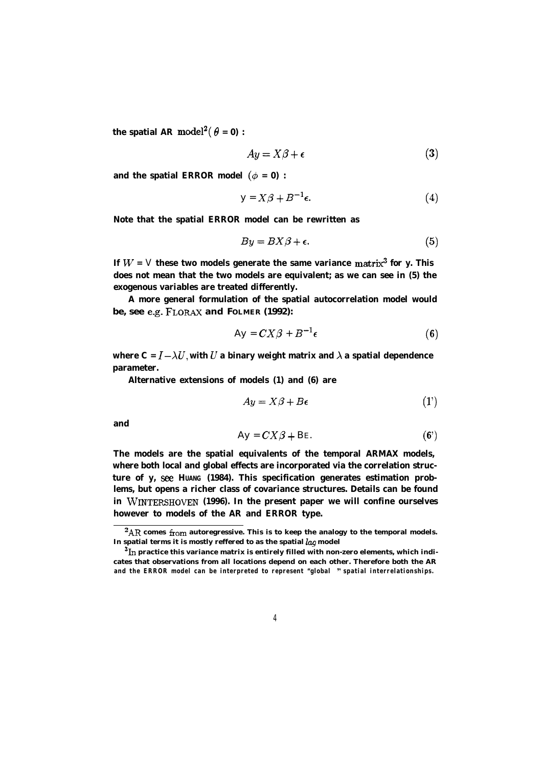the spatial AR model[2] ( $\theta = 0$) :

$$Ay = X\beta + \epsilon \tag{3}$$

and the spatial ERROR model ($\phi = 0$) :

$$y = X\beta + B^{-1}\epsilon. \tag{4}$$

Note that the spatial ERROR model can be rewritten as

$$By = BX\beta + \epsilon. \tag{5}$$

If $W = V$ these two models generate the same variance matrix[3] for y. This does not mean that the two models are equivalent; as we can see in (5) the exogenous variables are treated differently.

A more general formulation of the spatial autocorrelation model would be, see e.g. FLORAX and FOLMER (1992):

$$Ay = CX\beta + B^{-1}\epsilon \tag{6}$$

where $C = I - \lambda U$, with $U$ a binary weight matrix and $\lambda$ a spatial dependence parameter.

Alternative extensions of models (1) and (6) are

$$Ay = X\beta + B\epsilon \tag{1'}$$

and

$$Ay = CX\beta + B\epsilon. \tag{6'}$$

The models are the spatial equivalents of the temporal ARMAX models, where both local and global effects are incorporated via the correlation structure of y, see HUANG (1984). This specification generates estimation problems, but opens a richer class of covariance structures. Details can be found in WINTERSHOVEN (1996). In the present paper we will confine ourselves however to models of the AR and ERROR type.

---

[2] AR comes from autoregressive. This is to keep the analogy to the temporal models. In spatial terms it is mostly reffered to as the spatial *lag* model

[3] In practice this variance matrix is entirely filled with non-zero elements, which indicates that observations from all locations depend on each other. Therefore both the AR and the ERROR model can be interpreted to represent "global" spatial interrelationships.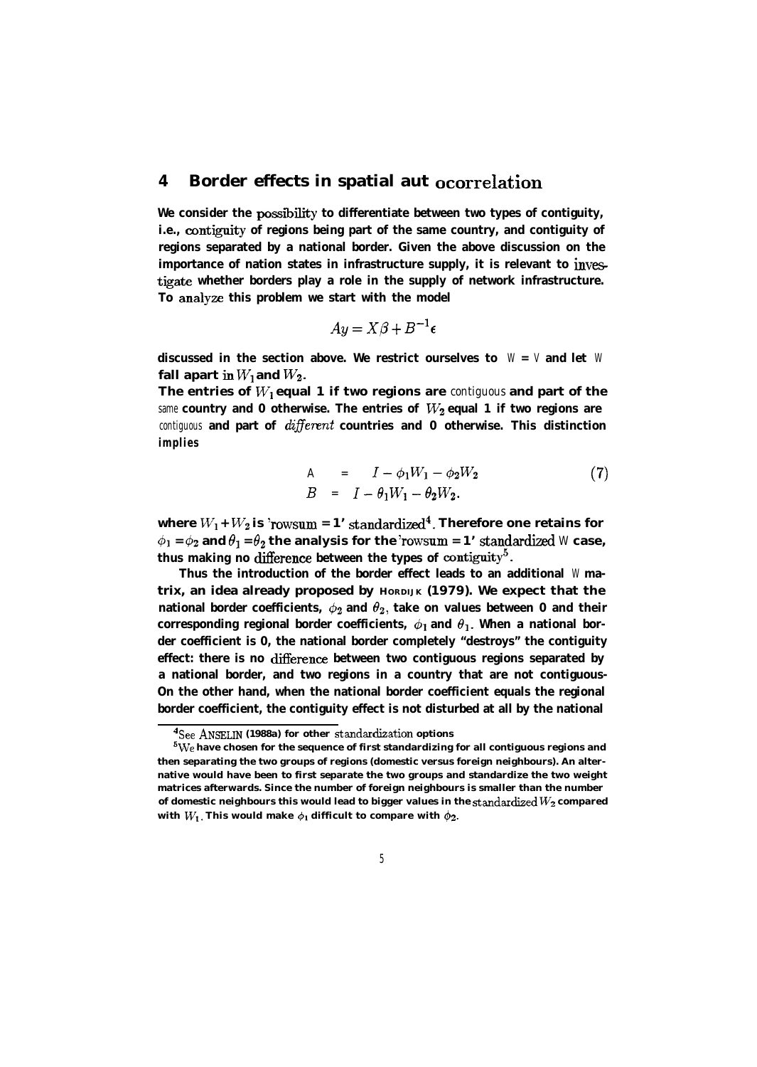## 4 Border effects in spatial autocorrelation

We consider the possibility to differentiate between two types of contiguity, i.e., contiguity of regions being part of the same country, and contiguity of regions separated by a national border. Given the above discussion on the importance of nation states in infrastructure supply, it is relevant to investigate whether borders play a role in the supply of network infrastructure. To analyze this problem we start with the model

$$Ay = X\beta + B^{-1}\epsilon$$

discussed in the section above. We restrict ourselves to $W = V$ and let $W$ fall apart in $W_1$ and $W_2$.

The entries of $W_1$ equal 1 if two regions are contiguous and part of the *same* country and 0 otherwise. The entries of $W_2$ equal 1 if two regions are contiguous and part of *different* countries and 0 otherwise. This distinction implies

$$\begin{aligned} A &= I - \phi_1 W_1 - \phi_2 W_2 \\ B &= I - \theta_1 W_1 - \theta_2 W_2. \end{aligned} \tag{7}$$

where $W_1 + W_2$ is 'rowsum = 1' standardized[4]. Therefore one retains for $\phi_1 = \phi_2$ and $\theta_1 = \theta_2$ the analysis for the 'rowsum = 1' standardized $W$ case, thus making no difference between the types of contiguity[5].

Thus the introduction of the border effect leads to an additional $W$ matrix, an idea already proposed by HORDIJK (1979). We expect that the national border coefficients, $\phi_2$ and $\theta_2$, take on values between 0 and their corresponding regional border coefficients, $\phi_1$ and $\theta_1$. When a national border coefficient is 0, the national border completely "destroys" the contiguity effect: there is no difference between two contiguous regions separated by a national border, and two regions in a country that are not contiguous. On the other hand, when the national border coefficient equals the regional border coefficient, the contiguity effect is not disturbed at all by the national

[4] See ANSELIN (1988a) for other standardization options

[5] We have chosen for the sequence of first standardizing for all contiguous regions and then separating the two groups of regions (domestic versus foreign neighbours). An alternative would have been to first separate the two groups and standardize the two weight matrices afterwards. Since the number of foreign neighbours is smaller than the number of domestic neighbours this would lead to bigger values in the standardized $W_2$ compared with $W_1$. This would make $\phi_1$ difficult to compare with $\phi_2$.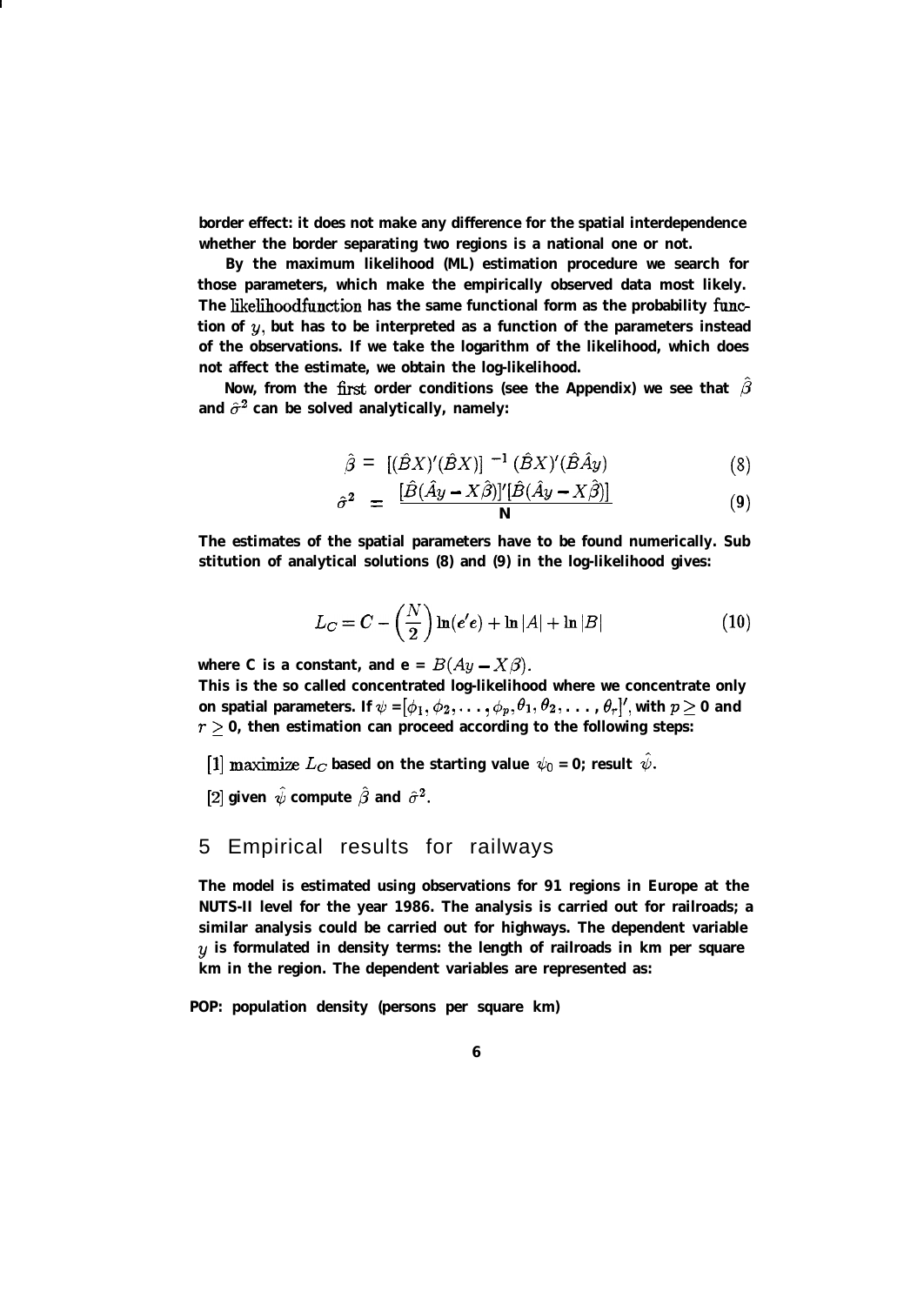border effect: it does not make any difference for the spatial interdependence whether the border separating two regions is a national one or not.

By the maximum likelihood (ML) estimation procedure we search for those parameters, which make the empirically observed data most likely. The likelihoodfunction has the same functional form as the probability function of $y$, but has to be interpreted as a function of the parameters instead of the observations. If we take the logarithm of the likelihood, which does not affect the estimate, we obtain the log-likelihood.

Now, from the first order conditions (see the Appendix) we see that $\hat{\beta}$ and $\hat{\sigma}^2$ can be solved analytically, namely:

$$\hat{\beta} = [(\hat{B}X)'(\hat{B}X)]^{-1} (\hat{B}X)'(\hat{B}\hat{A}y) \tag{8}$$

$$\hat{\sigma}^2 = \frac{[\hat{B}(\hat{A}y - X\hat{\beta})]'[\hat{B}(\hat{A}y - X\hat{\beta})]}{N} \tag{9}$$

The estimates of the spatial parameters have to be found numerically. Sub stitution of analytical solutions (8) and (9) in the log-likelihood gives:

$$L_C = C - \left(\frac{N}{2}\right) \ln(e'e) + \ln|A| + \ln|B| \tag{10}$$

where C is a constant, and e = $B(Ay - X\beta)$.

This is the so called concentrated log-likelihood where we concentrate only on spatial parameters. If $\psi = [\phi_1, \phi_2, \ldots, \phi_p, \theta_1, \theta_2, \ldots, \theta_r]'$, with $p \geq 0$ and $r \geq 0$, then estimation can proceed according to the following steps:

[1] maximize $L_C$ based on the starting value $\psi_0 = 0$; result $\hat{\psi}$.

[2] given $\hat{\psi}$ compute $\hat{\beta}$ and $\hat{\sigma}^2$.

## 5 Empirical results for railways

The model is estimated using observations for 91 regions in Europe at the NUTS-II level for the year 1986. The analysis is carried out for railroads; a similar analysis could be carried out for highways. The dependent variable $y$ is formulated in density terms: the length of railroads in km per square km in the region. The dependent variables are represented as:

POP: population density (persons per square km)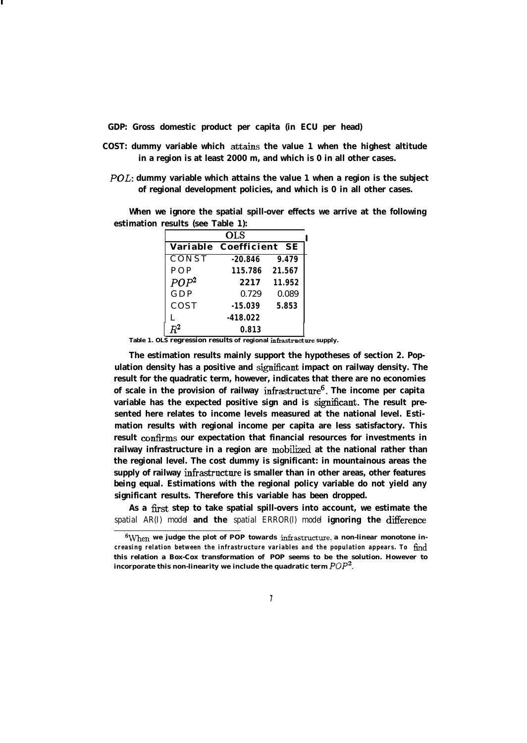**GDP:** Gross domestic product per capita (in ECU per head)

**COST:** dummy variable which attains the value 1 when the highest altitude in a region is at least 2000 m, and which is 0 in all other cases.

$POL$: dummy variable which attains the value 1 when a region is the subject of regional development policies, and which is 0 in all other cases.

When we ignore the spatial spill-over effects we arrive at the following estimation results (see Table 1):

| OLS | | |
|---|---|---|
| Variable | Coefficient | SE |
| CONST | -20.846 | 9.479 |
| POP | 115.786 | 21.567 |
| $POP^2$ | 2217 | 11.952 |
| GDP | 0.729 | 0.089 |
| COST | -15.039 | 5.853 |
| L | -418.022 | |
| $R^2$ | 0.813 | |

Table 1. OLS regression results of regional infrastructure supply.

The estimation results mainly support the hypotheses of section 2. Population density has a positive and significant impact on railway density. The result for the quadratic term, however, indicates that there are no economies of scale in the provision of railway infrastructure[6]. The income per capita variable has the expected positive sign and is significant. The result presented here relates to income levels measured at the national level. Estimation results with regional income per capita are less satisfactory. This result confirms our expectation that financial resources for investments in railway infrastructure in a region are mobilized at the national rather than the regional level. The cost dummy is significant: in mountainous areas the supply of railway infrastructure is smaller than in other areas, other features being equal. Estimations with the regional policy variable do not yield any significant results. Therefore this variable has been dropped.

As a first step to take spatial spill-overs into account, we estimate the *spatial AR(l) model* and the *spatial ERROR(l) model* ignoring the difference

[6] When we judge the plot of POP towards infrastructure, a non-linear monotone increasing relation between the infrastructure variables and the population appears. To find this relation a Box-Cox transformation of POP seems to be the solution. However to incorporate this non-linearity we include the quadratic term $POP^2$.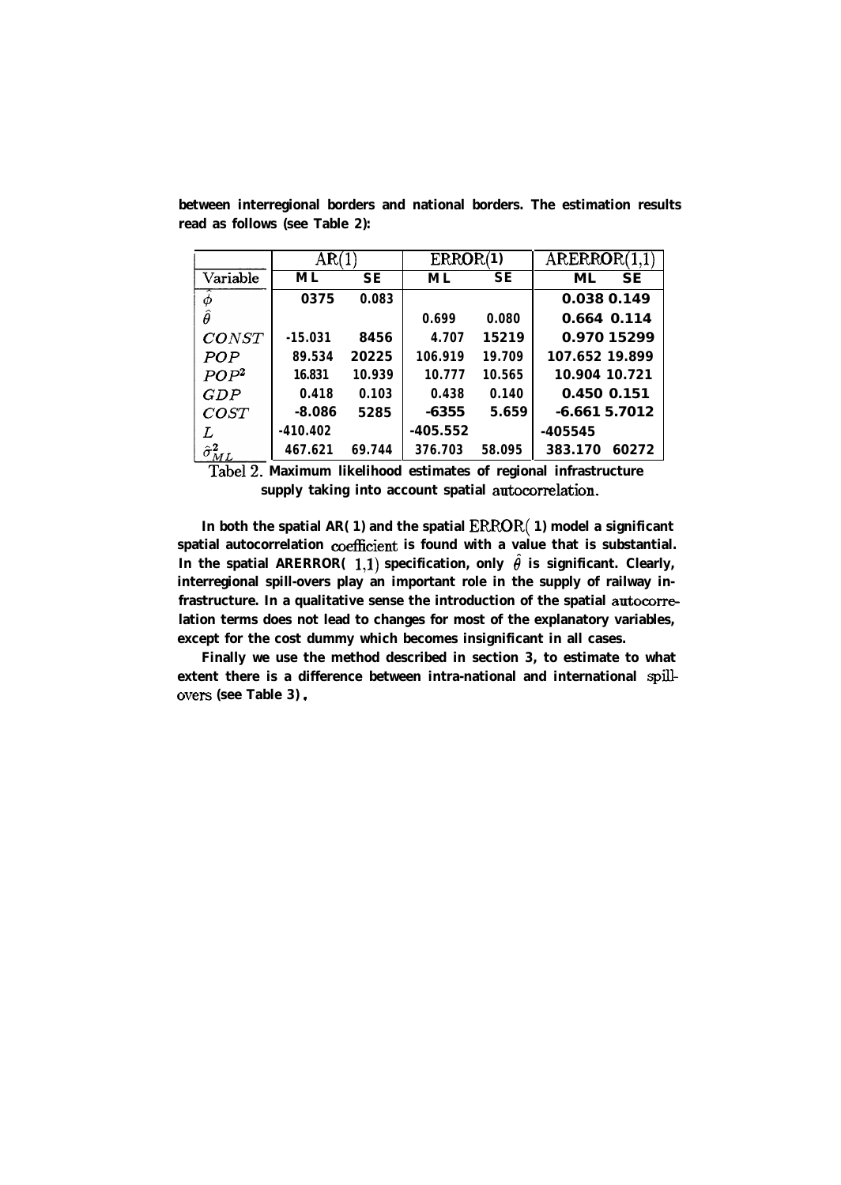between interregional borders and national borders. The estimation results read as follows (see Table 2):

| | AR(1) | | ERROR(1) | | ARERROR(1,1) | |
|---|---|---|---|---|---|---|
| Variable | ML | SE | ML | SE | ML | SE |
| $\hat{\phi}$ | 0375 | 0.083 | | | 0.038 | 0.149 |
| $\hat{\theta}$ | | | 0.699 | 0.080 | 0.664 | 0.114 |
| $CONST$ | -15.031 | 8456 | 4.707 | 15219 | 0.970 | 15299 |
| $POP$ | 89.534 | 20225 | 106.919 | 19.709 | 107.652 | 19.899 |
| $POP^2$ | 16.831 | 10.939 | 10.777 | 10.565 | 10.904 | 10.721 |
| $GDP$ | 0.418 | 0.103 | 0.438 | 0.140 | 0.450 | 0.151 |
| $COST$ | -8.086 | 5285 | -6355 | 5.659 | -6.661 | 5.7012 |
| $L$ | -410.402 | | -405.552 | | -405545 | |
| $\hat{\sigma}^2_{ML}$ | 467.621 | 69.744 | 376.703 | 58.095 | 383.170 | 60272 |

Tabel 2. Maximum likelihood estimates of regional infrastructure supply taking into account spatial autocorrelation.

In both the spatial AR( 1) and the spatial ERROR( 1) model a significant spatial autocorrelation coefficient is found with a value that is substantial. In the spatial ARERROR( 1,1) specification, only $\hat{\theta}$ is significant. Clearly, interregional spill-overs play an important role in the supply of railway infrastructure. In a qualitative sense the introduction of the spatial autocorrelation terms does not lead to changes for most of the explanatory variables, except for the cost dummy which becomes insignificant in all cases.

Finally we use the method described in section 3, to estimate to what extent there is a difference between intra-national and international spill-overs (see Table 3).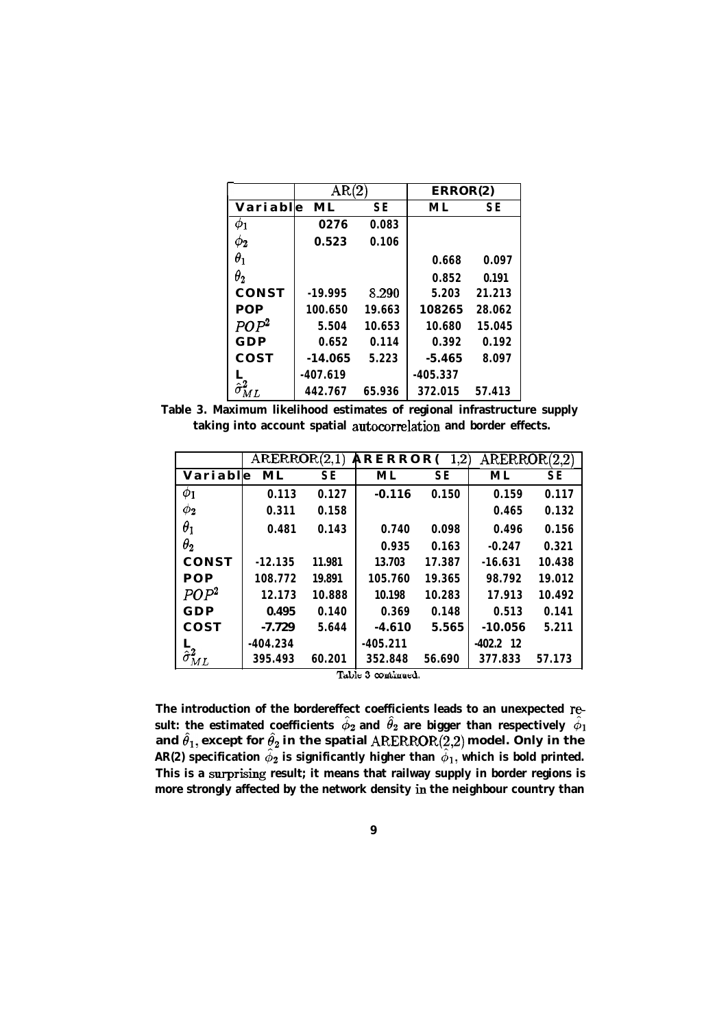| | AR(2) | | ERROR(2) | |
|---|---|---|---|---|
| Variable | ML | SE | ML | SE |
| $\phi_1$ | 0276 | 0.083 | | |
| $\phi_2$ | 0.523 | 0.106 | | |
| $\theta_1$ | | | 0.668 | 0.097 |
| $\theta_2$ | | | 0.852 | 0.191 |
| CONST | -19.995 | 8.290 | 5.203 | 21.213 |
| POP | 100.650 | 19.663 | 108265 | 28.062 |
| $POP^2$ | 5.504 | 10.653 | 10.680 | 15.045 |
| GDP | 0.652 | 0.114 | 0.392 | 0.192 |
| COST | -14.065 | 5.223 | -5.465 | 8.097 |
| L | -407.619 | | -405.337 | |
| $\hat{\sigma}^2_{ML}$ | 442.767 | 65.936 | 372.015 | 57.413 |

**Table 3. Maximum likelihood estimates of regional infrastructure supply taking into account spatial autocorrelation and border effects.**

| | ARERROR(2,1) | | ARERROR(1,2) | | ARERROR(2,2) | |
|---|---|---|---|---|---|---|
| Variable | ML | SE | ML | SE | ML | SE |
| $\phi_1$ | 0.113 | 0.127 | -0.116 | 0.150 | 0.159 | 0.117 |
| $\phi_2$ | 0.311 | 0.158 | | | 0.465 | 0.132 |
| $\theta_1$ | 0.481 | 0.143 | 0.740 | 0.098 | 0.496 | 0.156 |
| $\theta_2$ | | | 0.935 | 0.163 | -0.247 | 0.321 |
| CONST | -12.135 | 11.981 | 13.703 | 17.387 | -16.631 | 10.438 |
| POP | 108.772 | 19.891 | 105.760 | 19.365 | 98.792 | 19.012 |
| $POP^2$ | 12.173 | 10.888 | 10.198 | 10.283 | 17.913 | 10.492 |
| GDP | 0.495 | 0.140 | 0.369 | 0.148 | 0.513 | 0.141 |
| COST | -7.729 | 5.644 | -4.610 | 5.565 | -10.056 | 5.211 |
| L | -404.234 | | -405.211 | | -402.2 12 | |
| $\hat{\sigma}^2_{ML}$ | 395.493 | 60.201 | 352.848 | 56.690 | 377.833 | 57.173 |

Table 3 continued.

The introduction of the bordereffect coefficients leads to an unexpected result: the estimated coefficients $\hat{\phi}_2$ and $\hat{\theta}_2$ are bigger than respectively $\hat{\phi}_1$ and $\hat{\theta}_1$, except for $\hat{\theta}_2$ in the spatial ARERROR(2,2) model. Only in the AR(2) specification $\hat{\phi}_2$ is significantly higher than $\hat{\phi}_1$, which is bold printed. This is a surprising result; it means that railway supply in border regions is more strongly affected by the network density in the neighbour country than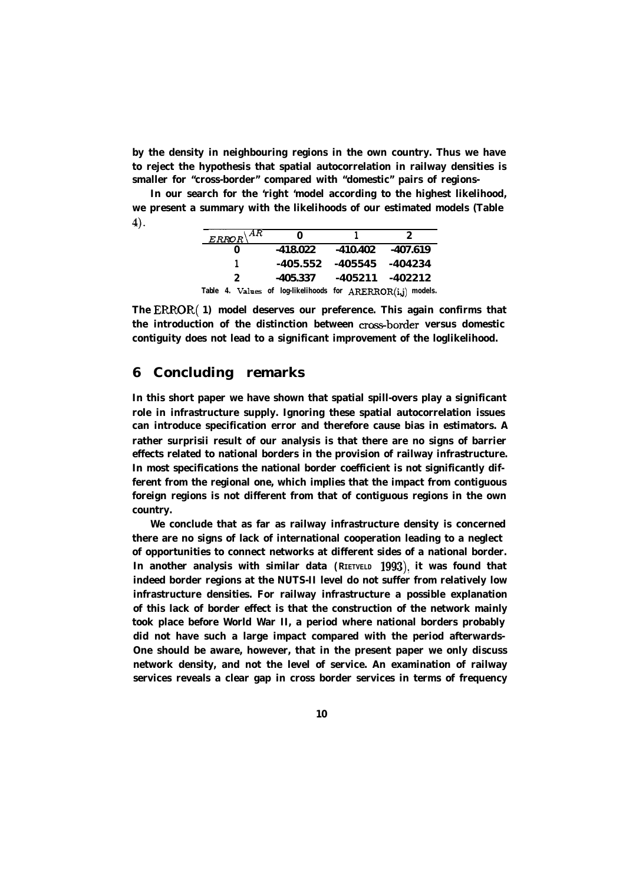by the density in neighbouring regions in the own country. Thus we have to reject the hypothesis that spatial autocorrelation in railway densities is smaller for "cross-border" compared with "domestic" pairs of regions-

In our search for the 'right 'model according to the highest likelihood, we present a summary with the likelihoods of our estimated models (Table 4).

| ERROR \ AR | 0 | 1 | 2 |
|---|---|---|---|
| 0 | -418.022 | -410.402 | -407.619 |
| 1 | -405.552 | -405545 | -404234 |
| 2 | -405.337 | -405211 | -402212 |

Table 4. Values of log-likelihoods for ARERROR(i,j) models.

The ERROR( 1) model deserves our preference. This again confirms that the introduction of the distinction between cross-border versus domestic contiguity does not lead to a significant improvement of the loglikelihood.

## 6 Concluding remarks

In this short paper we have shown that spatial spill-overs play a significant role in infrastructure supply. Ignoring these spatial autocorrelation issues can introduce specification error and therefore cause bias in estimators. A rather surprisii result of our analysis is that there are no signs of barrier effects related to national borders in the provision of railway infrastructure. In most specifications the national border coefficient is not significantly different from the regional one, which implies that the impact from contiguous foreign regions is not different from that of contiguous regions in the own country.

We conclude that as far as railway infrastructure density is concerned there are no signs of lack of international cooperation leading to a neglect of opportunities to connect networks at different sides of a national border. In another analysis with similar data (RIETVELD 1993), it was found that indeed border regions at the NUTS-II level do not suffer from relatively low infrastructure densities. For railway infrastructure a possible explanation of this lack of border effect is that the construction of the network mainly took place before World War II, a period where national borders probably did not have such a large impact compared with the period afterwards-One should be aware, however, that in the present paper we only discuss network density, and not the level of service. An examination of railway services reveals a clear gap in cross border services in terms of frequency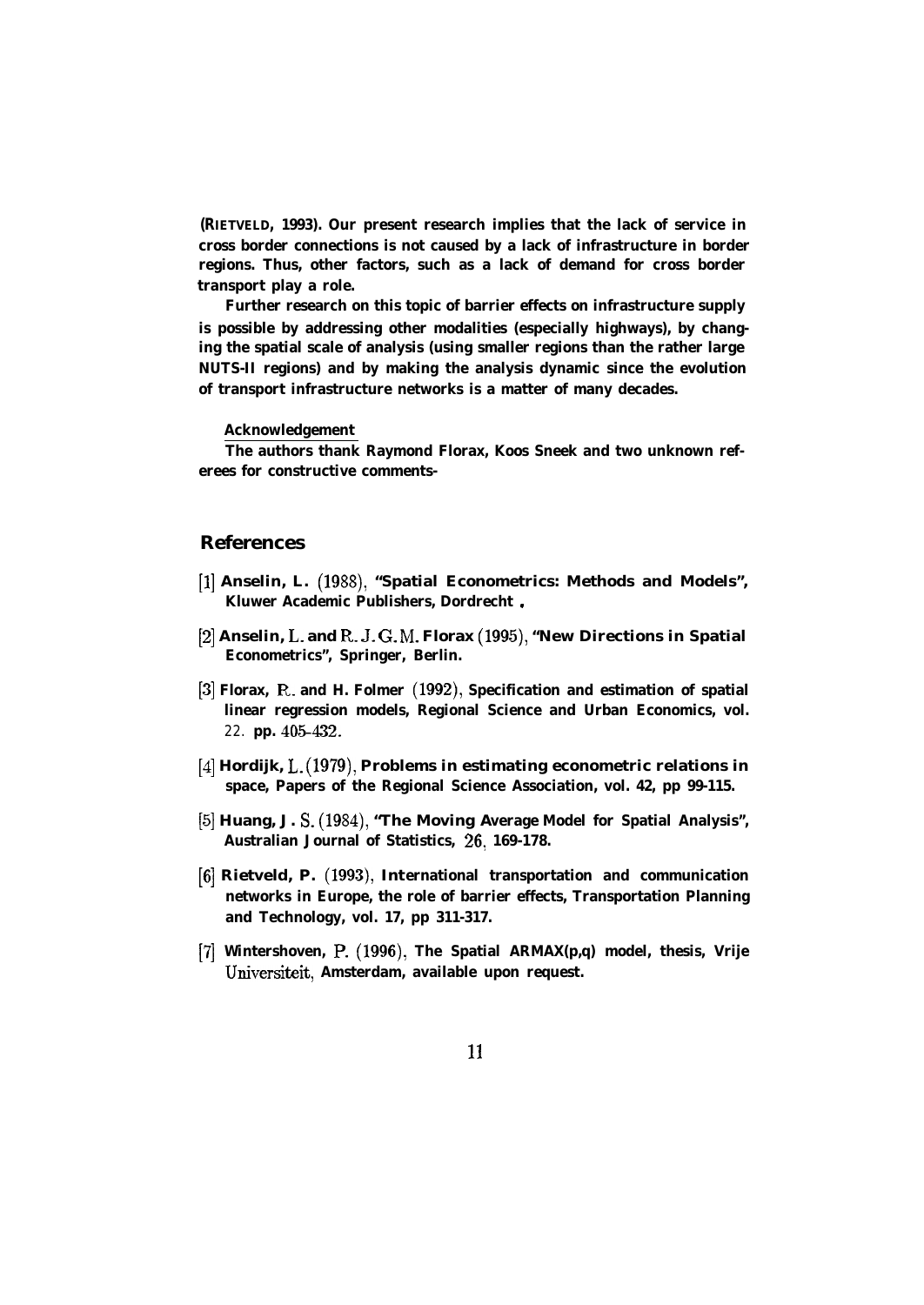(RIETVELD, 1993). Our present research implies that the lack of service in cross border connections is not caused by a lack of infrastructure in border regions. Thus, other factors, such as a lack of demand for cross border transport play a role.

Further research on this topic of barrier effects on infrastructure supply is possible by addressing other modalities (especially highways), by changing the spatial scale of analysis (using smaller regions than the rather large NUTS-II regions) and by making the analysis dynamic since the evolution of transport infrastructure networks is a matter of many decades.

**Acknowledgement**

The authors thank Raymond Florax, Koos Sneek and two unknown referees for constructive comments-

## References

[1] Anselin, L. (1988), "Spatial Econometrics: Methods and Models", Kluwer Academic Publishers, Dordrecht .

[2] Anselin, L. and R. J. G. M. Florax (1995), "New Directions in Spatial Econometrics", Springer, Berlin.

[3] Florax, R. and H. Folmer (1992), Specification and estimation of spatial linear regression models, Regional Science and Urban Economics, vol. 22. pp. 405-432.

[4] Hordijk, L. (1979), Problems in estimating econometric relations in space, Papers of the Regional Science Association, vol. 42, pp 99-115.

[5] Huang, J. S. (1984), "The Moving Average Model for Spatial Analysis", Australian Journal of Statistics, 26, 169-178.

[6] Rietveld, P. (1993), International transportation and communication networks in Europe, the role of barrier effects, Transportation Planning and Technology, vol. 17, pp 311-317.

[7] Wintershoven, P. (1996), The Spatial ARMAX(p,q) model, thesis, Vrije Universiteit, Amsterdam, available upon request.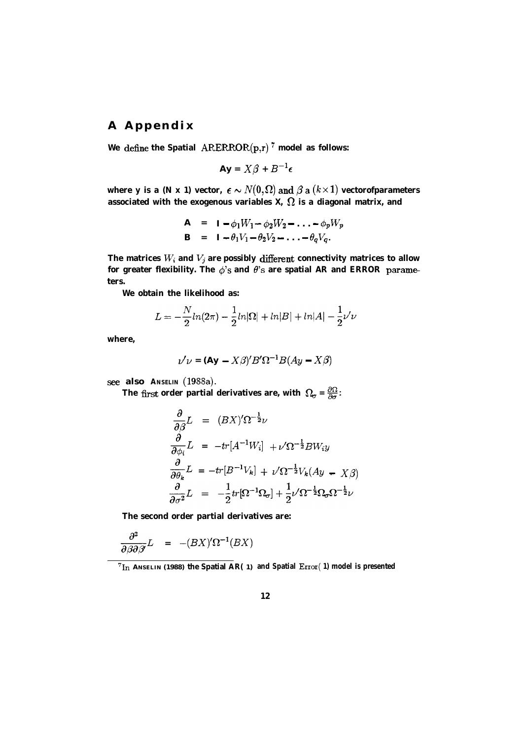# A Appendix

We define the Spatial ARERROR(p,r) [7] model as follows:

$$Ay = X\beta + B^{-1}\epsilon$$

where y is a (N x 1) vector, $\epsilon \sim N(0, \Omega)$ and $\beta$ a $(k \times 1)$ vectorofparameters associated with the exogenous variables X, $\Omega$ is a diagonal matrix, and

$$\begin{aligned} A &= I - \phi_1 W_1 - \phi_2 W_2 - \ldots - \phi_p W_p \\ B &= I - \theta_1 V_1 - \theta_2 V_2 - \ldots - \theta_q V_q. \end{aligned}$$

The matrices $W_i$ and $V_j$ are possibly different connectivity matrices to allow for greater flexibility. The $\phi$'s and $\theta$'s are spatial AR and ERROR parameters.

We obtain the likelihood as:

$$L = -\frac{N}{2} ln(2\pi) - \frac{1}{2} ln|\Omega| + ln|B| + ln|A| - \frac{1}{2}\nu'\nu$$

where,

$$\nu'\nu = (Ay - X\beta)' B' \Omega^{-1} B (Ay - X\beta)$$

see also ANSELIN (1988a).

The first order partial derivatives are, with $\Omega_\sigma = \frac{\partial \Omega}{\partial \sigma}$:

$$\begin{aligned} \frac{\partial}{\partial \beta} L &= (BX)' \Omega^{-\frac{1}{2}} \nu \\ \frac{\partial}{\partial \phi_i} L &= -tr[A^{-1} W_i] + \nu' \Omega^{-\frac{1}{2}} B W_i y \\ \frac{\partial}{\partial \theta_k} L &= -tr[B^{-1} V_k] + \nu' \Omega^{-\frac{1}{2}} V_k (Ay - X\beta) \\ \frac{\partial}{\partial \sigma^2} L &= -\frac{1}{2} tr[\Omega^{-1} \Omega_\sigma] + \frac{1}{2} \nu' \Omega^{-\frac{1}{2}} \Omega_\sigma \Omega^{-\frac{1}{2}} \nu \end{aligned}$$

The second order partial derivatives are:

$$\frac{\partial^2}{\partial \beta \partial \beta'} L = -(BX)' \Omega^{-1} (BX)$$

[7] In ANSELIN (1988) the Spatial AR( 1) and Spatial Error( 1) model is presented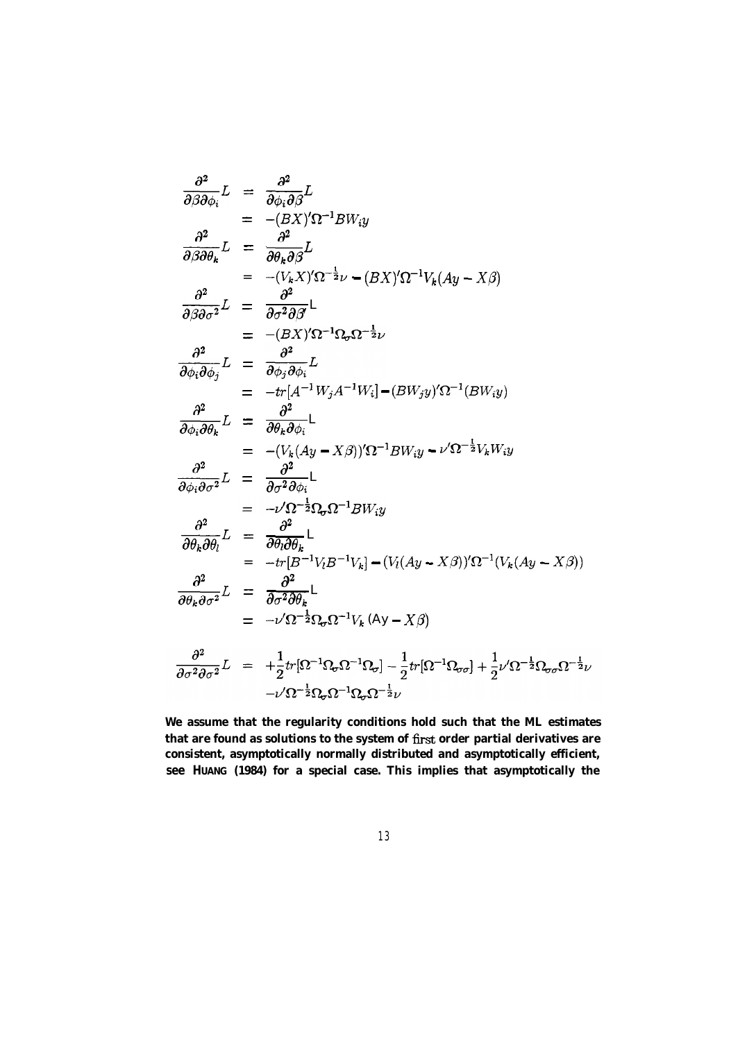$$
\begin{aligned}
\frac{\partial^2}{\partial\beta\partial\phi_i}L &= \frac{\partial^2}{\partial\phi_i\partial\beta}L \\
&= -(BX)'\Omega^{-1}BW_iy \\
\frac{\partial^2}{\partial\beta\partial\theta_k}L &= \frac{\partial^2}{\partial\theta_k\partial\beta}L \\
&= -(V_kX)'\Omega^{-\frac{1}{2}}\nu - (BX)'\Omega^{-1}V_k(Ay - X\beta) \\
\frac{\partial^2}{\partial\beta\partial\sigma^2}L &= \frac{\partial^2}{\partial\sigma^2\partial\beta'}L \\
&= -(BX)'\Omega^{-1}\Omega_\sigma\Omega^{-\frac{1}{2}}\nu \\
\frac{\partial^2}{\partial\phi_i\partial\phi_j}L &= \frac{\partial^2}{\partial\phi_j\partial\phi_i}L \\
&= -tr[A^{-1}W_jA^{-1}W_i] - (BW_jy)'\Omega^{-1}(BW_iy) \\
\frac{\partial^2}{\partial\phi_i\partial\theta_k}L &= \frac{\partial^2}{\partial\theta_k\partial\phi_i}L \\
&= -(V_k(Ay - X\beta))'\Omega^{-1}BW_iy - \nu'\Omega^{-\frac{1}{2}}V_kW_iy \\
\frac{\partial^2}{\partial\phi_i\partial\sigma^2}L &= \frac{\partial^2}{\partial\sigma^2\partial\phi_i}L \\
&= -\nu'\Omega^{-\frac{1}{2}}\Omega_\sigma\Omega^{-1}BW_iy \\
\frac{\partial^2}{\partial\theta_k\partial\theta_l}L &= \frac{\partial^2}{\partial\theta_l\partial\theta_k}L \\
&= -tr[B^{-1}V_lB^{-1}V_k] - (V_l(Ay - X\beta))'\Omega^{-1}(V_k(Ay - X\beta)) \\
\frac{\partial^2}{\partial\theta_k\partial\sigma^2}L &= \frac{\partial^2}{\partial\sigma^2\partial\theta_k}L \\
&= -\nu'\Omega^{-\frac{1}{2}}\Omega_\sigma\Omega^{-1}V_k(Ay - X\beta)
\end{aligned}
$$

$$
\begin{aligned}
\frac{\partial^2}{\partial\sigma^2\partial\sigma^2}L &= +\frac{1}{2}tr[\Omega^{-1}\Omega_\sigma\Omega^{-1}\Omega_\sigma] - \frac{1}{2}tr[\Omega^{-1}\Omega_{\sigma\sigma}] + \frac{1}{2}\nu'\Omega^{-\frac{1}{2}}\Omega_{\sigma\sigma}\Omega^{-\frac{1}{2}}\nu \\
&\quad -\nu'\Omega^{-\frac{1}{2}}\Omega_\sigma\Omega^{-1}\Omega_\sigma\Omega^{-\frac{1}{2}}\nu
\end{aligned}
$$

**We assume that the regularity conditions hold such that the ML estimates that are found as solutions to the system of first order partial derivatives are consistent, asymptotically normally distributed and asymptotically efficient, see HUANG (1984) for a special case. This implies that asymptotically the**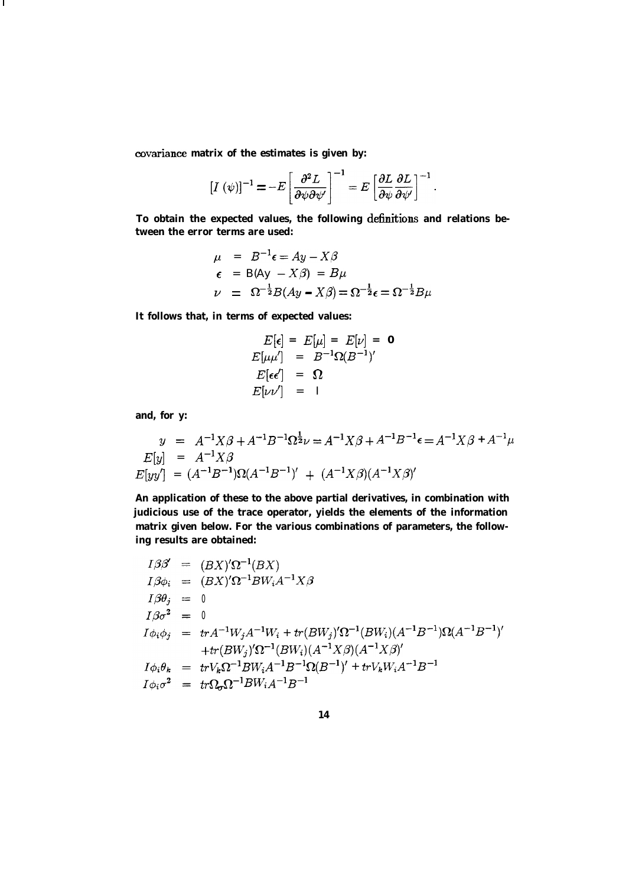covariance matrix of the estimates is given by:

$$[I(\psi)]^{-1} = -E\left[\frac{\partial^2 L}{\partial\psi\partial\psi'}\right]^{-1} = E\left[\frac{\partial L}{\partial\psi}\frac{\partial L}{\partial\psi'}\right]^{-1}.$$

To obtain the expected values, the following definitions and relations between the error terms are used:

$$
\begin{aligned}
\mu &= B^{-1}\epsilon = Ay - X\beta \\
\epsilon &= B(Ay - X\beta) = B\mu \\
\nu &= \Omega^{-\frac{1}{2}}B(Ay - X\beta) = \Omega^{-\frac{1}{2}}\epsilon = \Omega^{-\frac{1}{2}}B\mu
\end{aligned}
$$

It follows that, in terms of expected values:

$$
\begin{aligned}
E[\epsilon] = E[\mu] &= E[\nu] = 0 \\
E[\mu\mu'] &= B^{-1}\Omega(B^{-1})' \\
E[\epsilon\epsilon'] &= \Omega \\
E[\nu\nu'] &= I
\end{aligned}
$$

and, for y:

$$
\begin{aligned}
y &= A^{-1}X\beta + A^{-1}B^{-1}\Omega^{\frac{1}{2}}\nu = A^{-1}X\beta + A^{-1}B^{-1}\epsilon = A^{-1}X\beta + A^{-1}\mu \\
E[y] &= A^{-1}X\beta \\
E[yy'] &= (A^{-1}B^{-1})\Omega(A^{-1}B^{-1})' + (A^{-1}X\beta)(A^{-1}X\beta)'
\end{aligned}
$$

An application of these to the above partial derivatives, in combination with judicious use of the trace operator, yields the elements of the information matrix given below. For the various combinations of parameters, the following results are obtained:

$$
\begin{aligned}
I\beta\beta' &= (BX)'\Omega^{-1}(BX) \\
I\beta\phi_i &= (BX)'\Omega^{-1}BW_iA^{-1}X\beta \\
I\beta\theta_j &= 0 \\
I\beta\sigma^2 &= 0 \\
I\phi_i\phi_j &= trA^{-1}W_jA^{-1}W_i + tr(BW_j)'\Omega^{-1}(BW_i)(A^{-1}B^{-1})\Omega(A^{-1}B^{-1})' \\
&\quad + tr(BW_j)'\Omega^{-1}(BW_i)(A^{-1}X\beta)(A^{-1}X\beta)' \\
I\phi_i\theta_k &= trV_k\Omega^{-1}BW_iA^{-1}B^{-1}\Omega(B^{-1})' + trV_kW_iA^{-1}B^{-1} \\
I\phi_i\sigma^2 &= tr\Omega_\sigma\Omega^{-1}BW_iA^{-1}B^{-1}
\end{aligned}
$$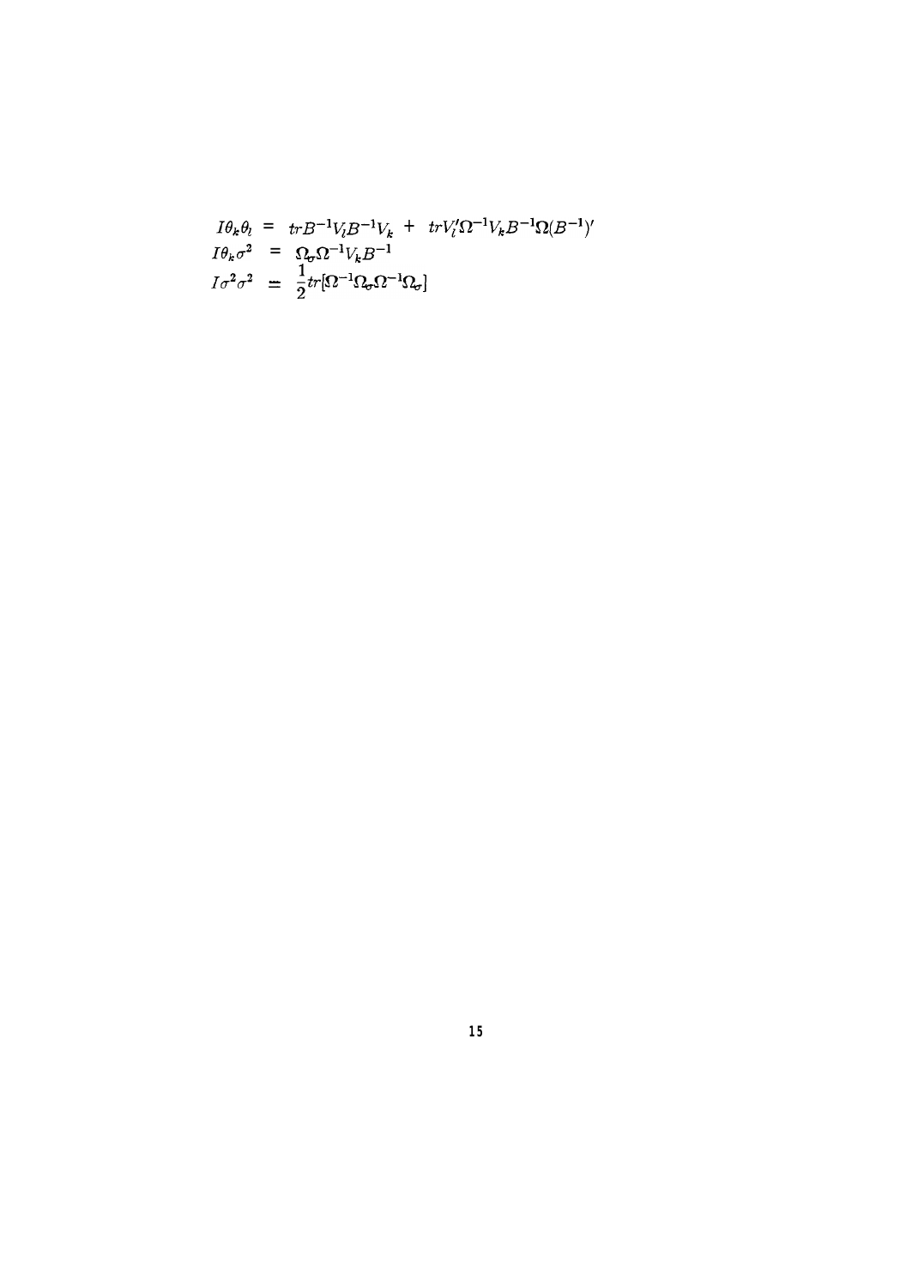$$
\begin{aligned}
I\theta_k\theta_l &= trB^{-1}V_lB^{-1}V_k \; + \; trV_l'\Omega^{-1}V_kB^{-1}\Omega(B^{-1})' \\
I\theta_k\sigma^2 &= \Omega_\sigma\Omega^{-1}V_kB^{-1} \\
I\sigma^2\sigma^2 &= \frac{1}{2}tr[\Omega^{-1}\Omega_\sigma\Omega^{-1}\Omega_\sigma]
\end{aligned}
$$